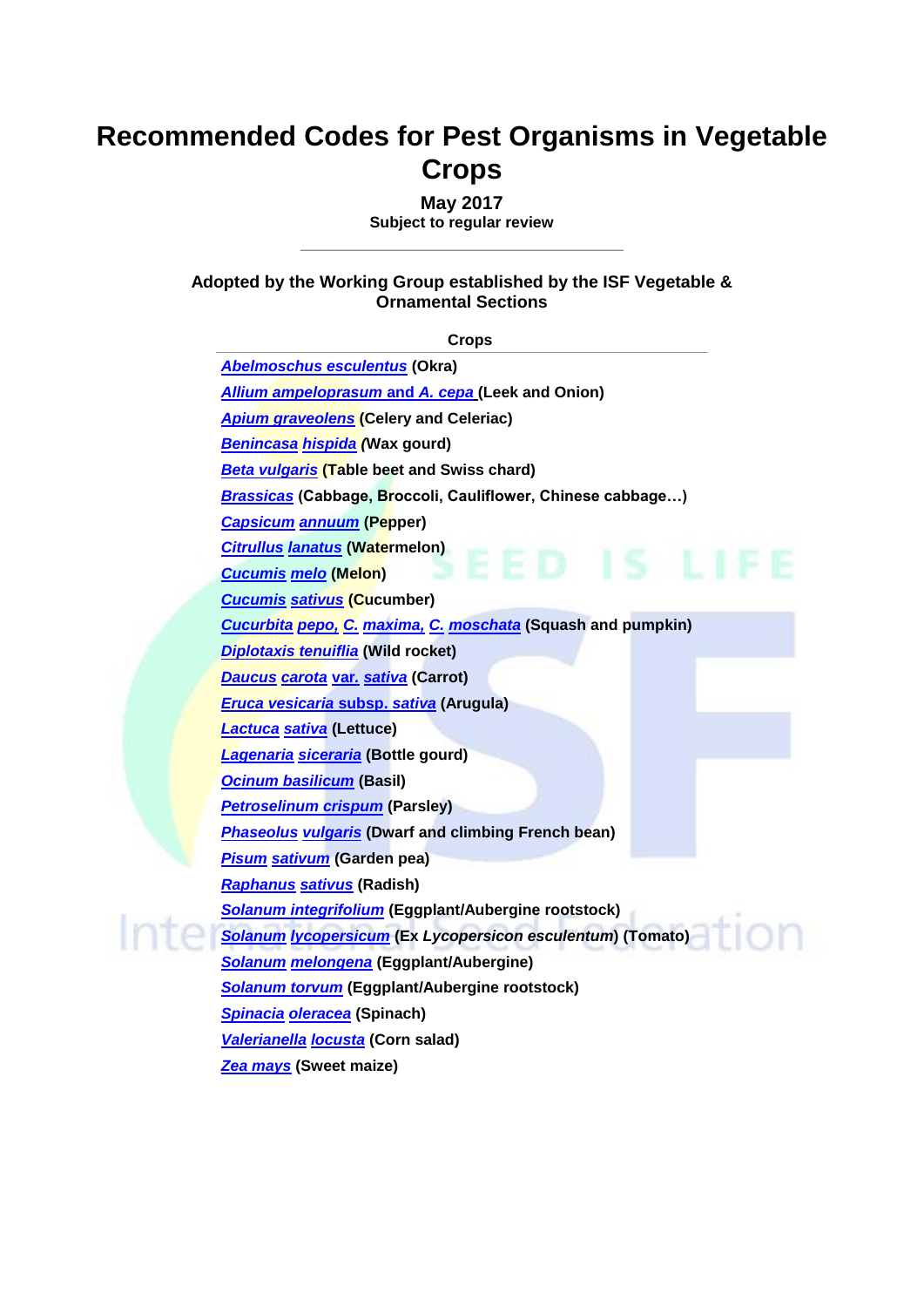# Recommended Codes for Pest Organisms in Vegetable Crops

**May 2017**
**Subject to regular review**

---

**Adopted by the Working Group established by the ISF Vegetable & Ornamental Sections**

**Crops**

- ***Abelmoschus esculentus*** **(Okra)**
- ***Allium ampeloprasum* and *A. cepa*** **(Leek and Onion)**
- ***Apium graveolens*** **(Celery and Celeriac)**
- ***Benincasa hispida*** **(Wax gourd)**
- ***Beta vulgaris*** **(Table beet and Swiss chard)**
- ***Brassicas*** **(Cabbage, Broccoli, Cauliflower, Chinese cabbage…)**
- ***Capsicum annuum*** **(Pepper)**
- ***Citrullus lanatus*** **(Watermelon)**
- ***Cucumis melo*** **(Melon)**
- ***Cucumis sativus*** **(Cucumber)**
- ***Cucurbita pepo, C. maxima, C. moschata*** **(Squash and pumpkin)**
- ***Diplotaxis tenuiflia*** **(Wild rocket)**
- ***Daucus carota var. sativa*** **(Carrot)**
- ***Eruca vesicaria subsp. sativa*** **(Arugula)**
- ***Lactuca sativa*** **(Lettuce)**
- ***Lagenaria siceraria*** **(Bottle gourd)**
- ***Ocinum basilicum*** **(Basil)**
- ***Petroselinum crispum*** **(Parsley)**
- ***Phaseolus vulgaris*** **(Dwarf and climbing French bean)**
- ***Pisum sativum*** **(Garden pea)**
- ***Raphanus sativus*** **(Radish)**
- ***Solanum integrifolium*** **(Eggplant/Aubergine rootstock)**
- ***Solanum lycopersicum*** **(Ex *Lycopersicon esculentum*) (Tomato)**
- ***Solanum melongena*** **(Eggplant/Aubergine)**
- ***Solanum torvum*** **(Eggplant/Aubergine rootstock)**
- ***Spinacia oleracea*** **(Spinach)**
- ***Valerianella locusta*** **(Corn salad)**
- ***Zea mays*** **(Sweet maize)**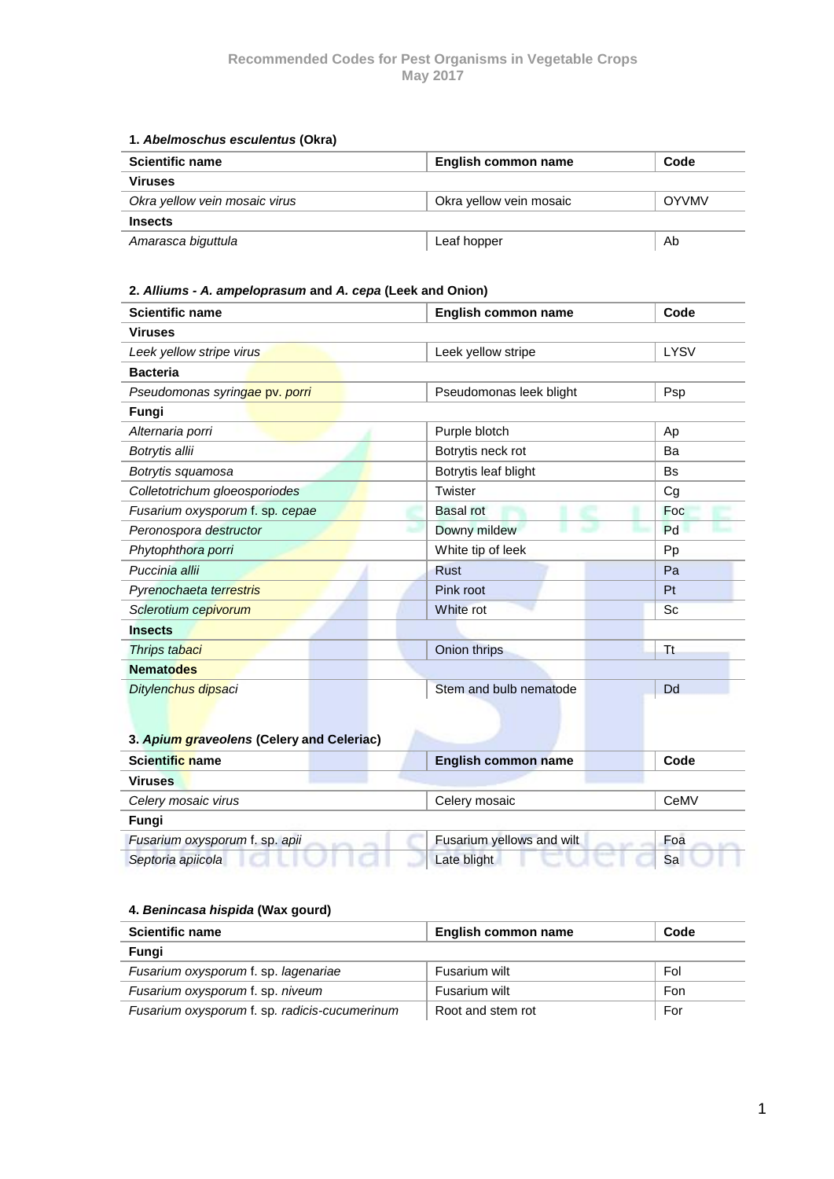# Recommended Codes for Pest Organisms in Vegetable Crops
May 2017

### 1. *Abelmoschus esculentus* (Okra)

| Scientific name | English common name | Code |
|---|---|---|
| **Viruses** | | |
| *Okra yellow vein mosaic virus* | Okra yellow vein mosaic | OYVMV |
| **Insects** | | |
| *Amarasca biguttula* | Leaf hopper | Ab |

### 2. *Alliums - A. ampeloprasum* and *A. cepa* (Leek and Onion)

| Scientific name | English common name | Code |
|---|---|---|
| **Viruses** | | |
| *Leek yellow stripe virus* | Leek yellow stripe | LYSV |
| **Bacteria** | | |
| *Pseudomonas syringae* pv. *porri* | Pseudomonas leek blight | Psp |
| **Fungi** | | |
| *Alternaria porri* | Purple blotch | Ap |
| *Botrytis allii* | Botrytis neck rot | Ba |
| *Botrytis squamosa* | Botrytis leaf blight | Bs |
| *Colletotrichum gloeosporiodes* | Twister | Cg |
| *Fusarium oxysporum* f. sp. *cepae* | Basal rot | Foc |
| *Peronospora destructor* | Downy mildew | Pd |
| *Phytophthora porri* | White tip of leek | Pp |
| *Puccinia allii* | Rust | Pa |
| *Pyrenochaeta terrestris* | Pink root | Pt |
| *Sclerotium cepivorum* | White rot | Sc |
| **Insects** | | |
| *Thrips tabaci* | Onion thrips | Tt |
| **Nematodes** | | |
| *Ditylenchus dipsaci* | Stem and bulb nematode | Dd |

### 3. *Apium graveolens* (Celery and Celeriac)

| Scientific name | English common name | Code |
|---|---|---|
| **Viruses** | | |
| *Celery mosaic virus* | Celery mosaic | CeMV |
| **Fungi** | | |
| *Fusarium oxysporum* f. sp. *apii* | Fusarium yellows and wilt | Foa |
| *Septoria apiicola* | Late blight | Sa |

### 4. *Benincasa hispida* (Wax gourd)

| Scientific name | English common name | Code |
|---|---|---|
| **Fungi** | | |
| *Fusarium oxysporum* f. sp. *lagenariae* | Fusarium wilt | Fol |
| *Fusarium oxysporum* f. sp. *niveum* | Fusarium wilt | Fon |
| *Fusarium oxysporum* f. sp. *radicis-cucumerinum* | Root and stem rot | For |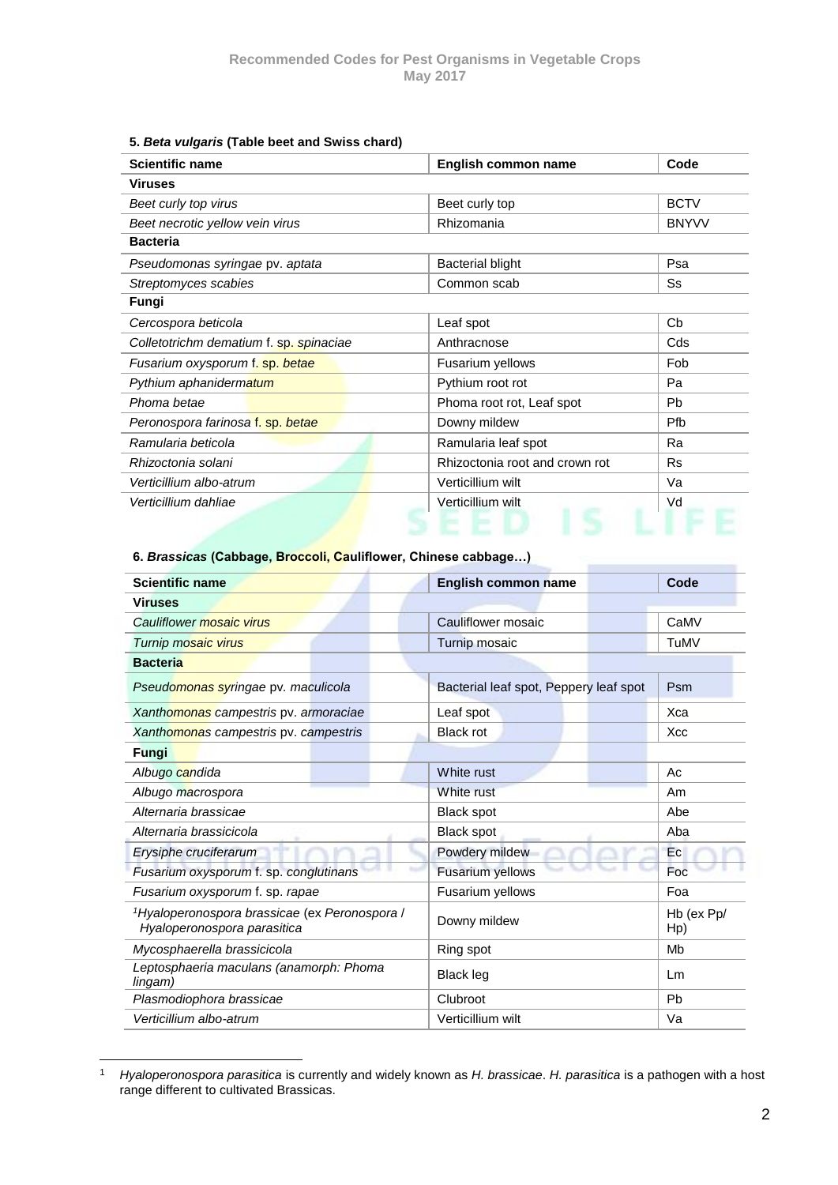### 5. *Beta vulgaris* (Table beet and Swiss chard)

| Scientific name | English common name | Code |
|---|---|---|
| **Viruses** | | |
| *Beet curly top virus* | Beet curly top | BCTV |
| *Beet necrotic yellow vein virus* | Rhizomania | BNYVV |
| **Bacteria** | | |
| *Pseudomonas syringae* pv. *aptata* | Bacterial blight | Psa |
| *Streptomyces scabies* | Common scab | Ss |
| **Fungi** | | |
| *Cercospora beticola* | Leaf spot | Cb |
| *Colletotrichm dematium* f. sp. *spinaciae* | Anthracnose | Cds |
| *Fusarium oxysporum* f. sp. *betae* | Fusarium yellows | Fob |
| *Pythium aphanidermatum* | Pythium root rot | Pa |
| *Phoma betae* | Phoma root rot, Leaf spot | Pb |
| *Peronospora farinosa* f. sp. *betae* | Downy mildew | Pfb |
| *Ramularia beticola* | Ramularia leaf spot | Ra |
| *Rhizoctonia solani* | Rhizoctonia root and crown rot | Rs |
| *Verticillium albo-atrum* | Verticillium wilt | Va |
| *Verticillium dahliae* | Verticillium wilt | Vd |

### 6. *Brassicas* (Cabbage, Broccoli, Cauliflower, Chinese cabbage…)

| Scientific name | English common name | Code |
|---|---|---|
| **Viruses** | | |
| *Cauliflower mosaic virus* | Cauliflower mosaic | CaMV |
| *Turnip mosaic virus* | Turnip mosaic | TuMV |
| **Bacteria** | | |
| *Pseudomonas syringae* pv. *maculicola* | Bacterial leaf spot, Peppery leaf spot | Psm |
| *Xanthomonas campestris* pv. *armoraciae* | Leaf spot | Xca |
| *Xanthomonas campestris* pv. *campestris* | Black rot | Xcc |
| **Fungi** | | |
| *Albugo candida* | White rust | Ac |
| *Albugo macrospora* | White rust | Am |
| *Alternaria brassicae* | Black spot | Abe |
| *Alternaria brassicicola* | Black spot | Aba |
| *Erysiphe cruciferarum* | Powdery mildew | Ec |
| *Fusarium oxysporum* f. sp. *conglutinans* | Fusarium yellows | Foc |
| *Fusarium oxysporum* f. sp. *rapae* | Fusarium yellows | Foa |
| [1]*Hyaloperonospora brassicae* (ex *Peronospora* / *Hyaloperonospora parasitica* | Downy mildew | Hb (ex Pp/ Hp) |
| *Mycosphaerella brassicicola* | Ring spot | Mb |
| *Leptosphaeria maculans* (anamorph: *Phoma lingam)* | Black leg | Lm |
| *Plasmodiophora brassicae* | Clubroot | Pb |
| *Verticillium albo-atrum* | Verticillium wilt | Va |

[1] *Hyaloperonospora parasitica* is currently and widely known as *H. brassicae*. *H. parasitica* is a pathogen with a host range different to cultivated Brassicas.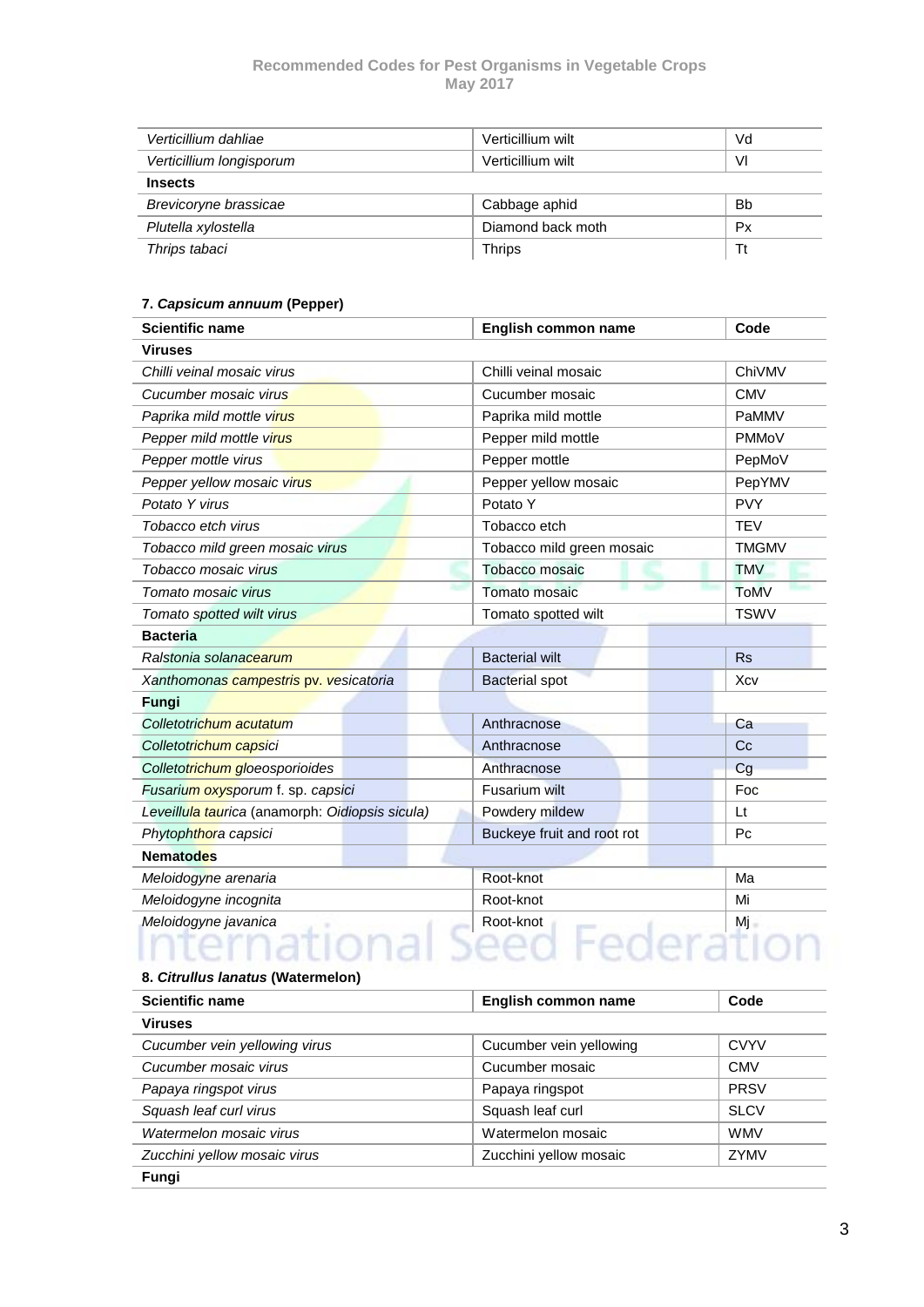| | | |
|---|---|---|
| *Verticillium dahliae* | Verticillium wilt | Vd |
| *Verticillium longisporum* | Verticillium wilt | Vl |
| **Insects** | | |
| *Brevicoryne brassicae* | Cabbage aphid | Bb |
| *Plutella xylostella* | Diamond back moth | Px |
| *Thrips tabaci* | Thrips | Tt |

### 7. *Capsicum annuum* (Pepper)

| Scientific name | English common name | Code |
|---|---|---|
| **Viruses** | | |
| *Chilli veinal mosaic virus* | Chilli veinal mosaic | ChiVMV |
| *Cucumber mosaic virus* | Cucumber mosaic | CMV |
| *Paprika mild mottle virus* | Paprika mild mottle | PaMMV |
| *Pepper mild mottle virus* | Pepper mild mottle | PMMoV |
| *Pepper mottle virus* | Pepper mottle | PepMoV |
| *Pepper yellow mosaic virus* | Pepper yellow mosaic | PepYMV |
| *Potato Y virus* | Potato Y | PVY |
| *Tobacco etch virus* | Tobacco etch | TEV |
| *Tobacco mild green mosaic virus* | Tobacco mild green mosaic | TMGMV |
| *Tobacco mosaic virus* | Tobacco mosaic | TMV |
| *Tomato mosaic virus* | Tomato mosaic | ToMV |
| *Tomato spotted wilt virus* | Tomato spotted wilt | TSWV |
| **Bacteria** | | |
| *Ralstonia solanacearum* | Bacterial wilt | Rs |
| *Xanthomonas campestris* pv. *vesicatoria* | Bacterial spot | Xcv |
| **Fungi** | | |
| *Colletotrichum acutatum* | Anthracnose | Ca |
| *Colletotrichum capsici* | Anthracnose | Cc |
| *Colletotrichum gloeosporioides* | Anthracnose | Cg |
| *Fusarium oxysporum* f. sp. *capsici* | Fusarium wilt | Foc |
| *Leveillula taurica* (anamorph: *Oidiopsis sicula)* | Powdery mildew | Lt |
| *Phytophthora capsici* | Buckeye fruit and root rot | Pc |
| **Nematodes** | | |
| *Meloidogyne arenaria* | Root-knot | Ma |
| *Meloidogyne incognita* | Root-knot | Mi |
| *Meloidogyne javanica* | Root-knot | Mj |

### 8. *Citrullus lanatus* (Watermelon)

| Scientific name | English common name | Code |
|---|---|---|
| **Viruses** | | |
| *Cucumber vein yellowing virus* | Cucumber vein yellowing | CVYV |
| *Cucumber mosaic virus* | Cucumber mosaic | CMV |
| *Papaya ringspot virus* | Papaya ringspot | PRSV |
| *Squash leaf curl virus* | Squash leaf curl | SLCV |
| *Watermelon mosaic virus* | Watermelon mosaic | WMV |
| *Zucchini yellow mosaic virus* | Zucchini yellow mosaic | ZYMV |
| **Fungi** | | |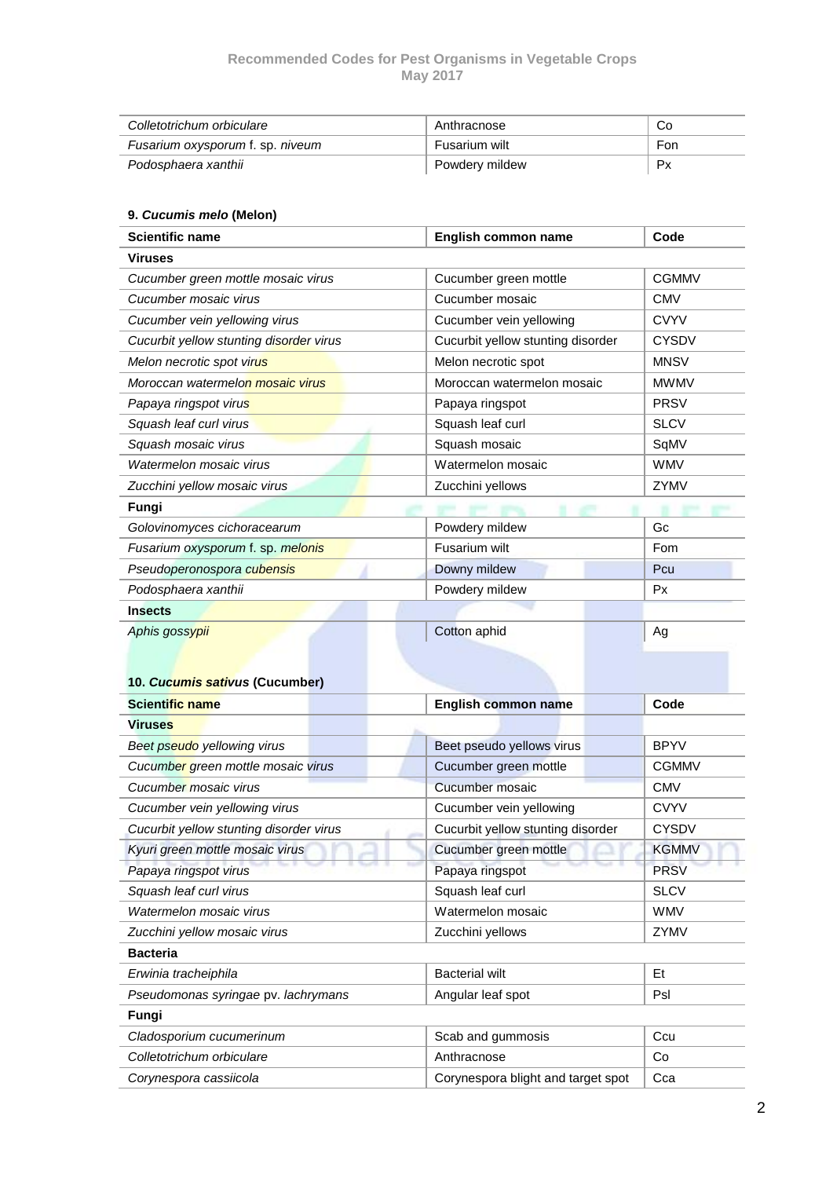| | | |
|---|---|---|
| *Colletotrichum orbiculare* | Anthracnose | Co |
| *Fusarium oxysporum* f. sp. *niveum* | Fusarium wilt | Fon |
| *Podosphaera xanthii* | Powdery mildew | Px |

**9. *Cucumis melo* (Melon)**

| Scientific name | English common name | Code |
|---|---|---|
| **Viruses** | | |
| *Cucumber green mottle mosaic virus* | Cucumber green mottle | CGMMV |
| *Cucumber mosaic virus* | Cucumber mosaic | CMV |
| *Cucumber vein yellowing virus* | Cucumber vein yellowing | CVYV |
| *Cucurbit yellow stunting disorder virus* | Cucurbit yellow stunting disorder | CYSDV |
| *Melon necrotic spot virus* | Melon necrotic spot | MNSV |
| *Moroccan watermelon mosaic virus* | Moroccan watermelon mosaic | MWMV |
| *Papaya ringspot virus* | Papaya ringspot | PRSV |
| *Squash leaf curl virus* | Squash leaf curl | SLCV |
| *Squash mosaic virus* | Squash mosaic | SqMV |
| *Watermelon mosaic virus* | Watermelon mosaic | WMV |
| *Zucchini yellow mosaic virus* | Zucchini yellows | ZYMV |
| **Fungi** | | |
| *Golovinomyces cichoracearum* | Powdery mildew | Gc |
| *Fusarium oxysporum* f. sp. *melonis* | Fusarium wilt | Fom |
| *Pseudoperonospora cubensis* | Downy mildew | Pcu |
| *Podosphaera xanthii* | Powdery mildew | Px |
| **Insects** | | |
| *Aphis gossypii* | Cotton aphid | Ag |

**10. *Cucumis sativus* (Cucumber)**

| Scientific name | English common name | Code |
|---|---|---|
| **Viruses** | | |
| *Beet pseudo yellowing virus* | Beet pseudo yellows virus | BPYV |
| *Cucumber green mottle mosaic virus* | Cucumber green mottle | CGMMV |
| *Cucumber mosaic virus* | Cucumber mosaic | CMV |
| *Cucumber vein yellowing virus* | Cucumber vein yellowing | CVYV |
| *Cucurbit yellow stunting disorder virus* | Cucurbit yellow stunting disorder | CYSDV |
| *Kyuri green mottle mosaic virus* | Cucumber green mottle | KGMMV |
| *Papaya ringspot virus* | Papaya ringspot | PRSV |
| *Squash leaf curl virus* | Squash leaf curl | SLCV |
| *Watermelon mosaic virus* | Watermelon mosaic | WMV |
| *Zucchini yellow mosaic virus* | Zucchini yellows | ZYMV |
| **Bacteria** | | |
| *Erwinia tracheiphila* | Bacterial wilt | Et |
| *Pseudomonas syringae* pv. *lachrymans* | Angular leaf spot | Psl |
| **Fungi** | | |
| *Cladosporium cucumerinum* | Scab and gummosis | Ccu |
| *Colletotrichum orbiculare* | Anthracnose | Co |
| *Corynespora cassiicola* | Corynespora blight and target spot | Cca |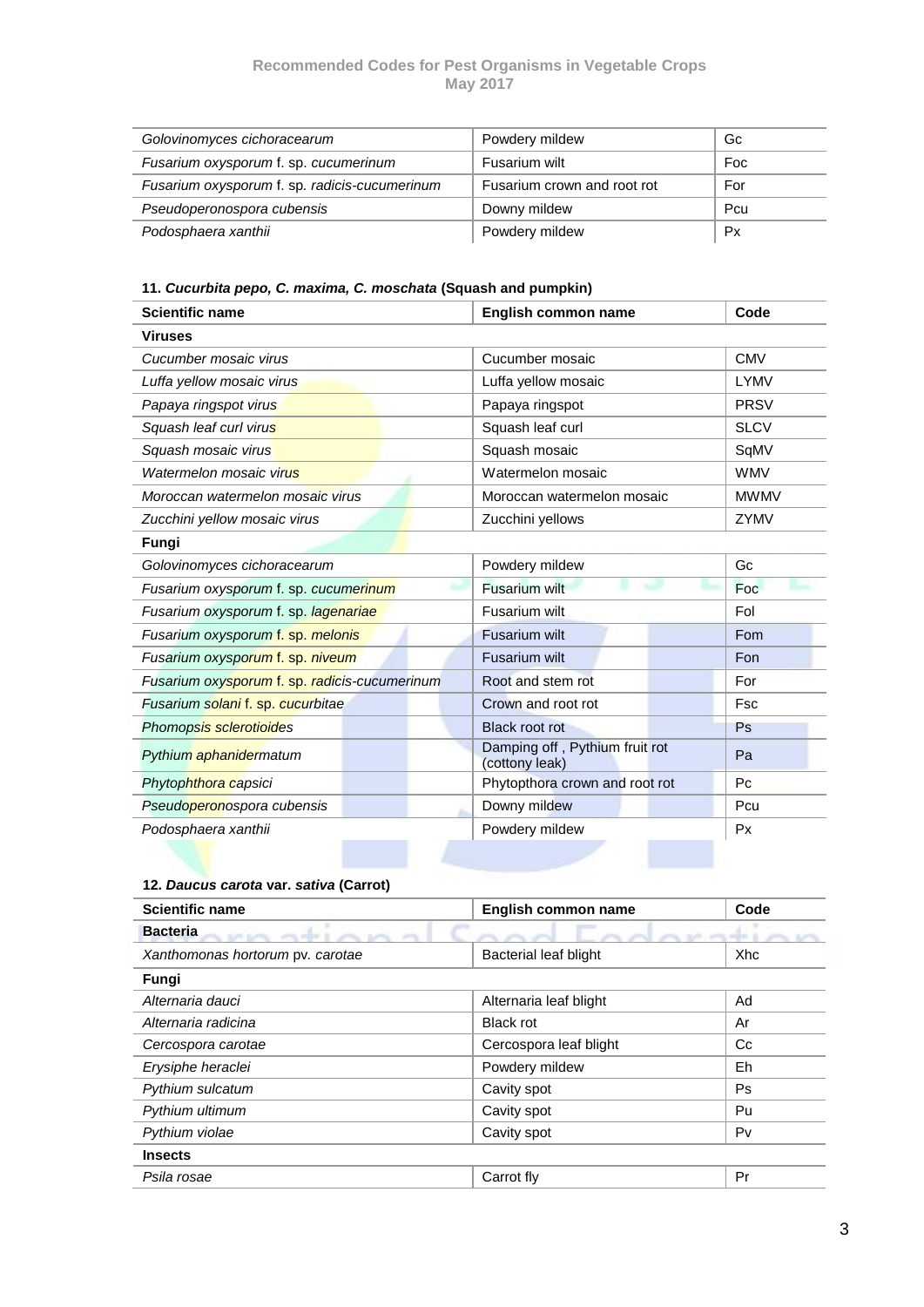| | | |
|---|---|---|
| *Golovinomyces cichoracearum* | Powdery mildew | Gc |
| *Fusarium oxysporum* f. sp. *cucumerinum* | Fusarium wilt | Foc |
| *Fusarium oxysporum* f. sp. *radicis-cucumerinum* | Fusarium crown and root rot | For |
| *Pseudoperonospora cubensis* | Downy mildew | Pcu |
| *Podosphaera xanthii* | Powdery mildew | Px |

### 11. *Cucurbita pepo, C. maxima, C. moschata* (Squash and pumpkin)

| Scientific name | English common name | Code |
|---|---|---|
| **Viruses** | | |
| *Cucumber mosaic virus* | Cucumber mosaic | CMV |
| *Luffa yellow mosaic virus* | Luffa yellow mosaic | LYMV |
| *Papaya ringspot virus* | Papaya ringspot | PRSV |
| *Squash leaf curl virus* | Squash leaf curl | SLCV |
| *Squash mosaic virus* | Squash mosaic | SqMV |
| *Watermelon mosaic virus* | Watermelon mosaic | WMV |
| *Moroccan watermelon mosaic virus* | Moroccan watermelon mosaic | MWMV |
| *Zucchini yellow mosaic virus* | Zucchini yellows | ZYMV |
| **Fungi** | | |
| *Golovinomyces cichoracearum* | Powdery mildew | Gc |
| *Fusarium oxysporum* f. sp. *cucumerinum* | Fusarium wilt | Foc |
| *Fusarium oxysporum* f. sp. *lagenariae* | Fusarium wilt | Fol |
| *Fusarium oxysporum* f. sp. *melonis* | Fusarium wilt | Fom |
| *Fusarium oxysporum* f. sp. *niveum* | Fusarium wilt | Fon |
| *Fusarium oxysporum* f. sp. *radicis-cucumerinum* | Root and stem rot | For |
| *Fusarium solani* f. sp. *cucurbitae* | Crown and root rot | Fsc |
| *Phomopsis sclerotioides* | Black root rot | Ps |
| *Pythium aphanidermatum* | Damping off , Pythium fruit rot (cottony leak) | Pa |
| *Phytophthora capsici* | Phytopthora crown and root rot | Pc |
| *Pseudoperonospora cubensis* | Downy mildew | Pcu |
| *Podosphaera xanthii* | Powdery mildew | Px |

### 12. *Daucus carota* var. *sativa* (Carrot)

| Scientific name | English common name | Code |
|---|---|---|
| **Bacteria** | | |
| *Xanthomonas hortorum* pv. *carotae* | Bacterial leaf blight | Xhc |
| **Fungi** | | |
| *Alternaria dauci* | Alternaria leaf blight | Ad |
| *Alternaria radicina* | Black rot | Ar |
| *Cercospora carotae* | Cercospora leaf blight | Cc |
| *Erysiphe heraclei* | Powdery mildew | Eh |
| *Pythium sulcatum* | Cavity spot | Ps |
| *Pythium ultimum* | Cavity spot | Pu |
| *Pythium violae* | Cavity spot | Pv |
| **Insects** | | |
| *Psila rosae* | Carrot fly | Pr |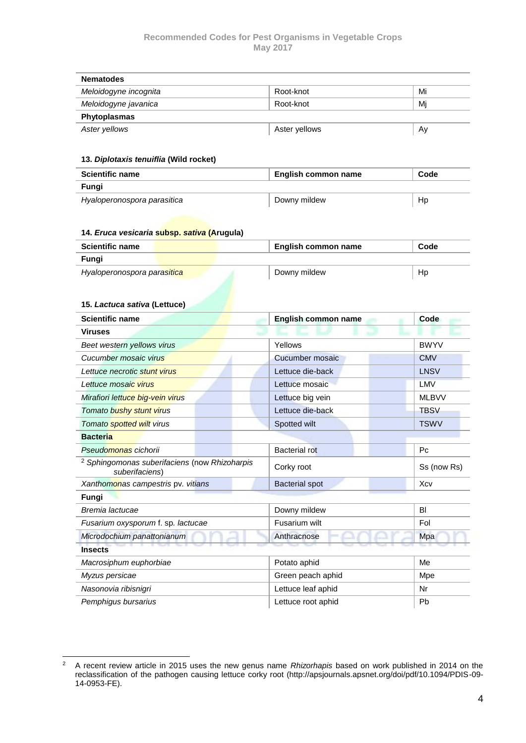| | | |
|---|---|---|
| **Nematodes** | | |
| *Meloidogyne incognita* | Root-knot | Mi |
| *Meloidogyne javanica* | Root-knot | Mj |
| **Phytoplasmas** | | |
| *Aster yellows* | Aster yellows | Ay |

### 13. *Diplotaxis tenuiflia* (Wild rocket)

| Scientific name | English common name | Code |
|---|---|---|
| **Fungi** | | |
| *Hyaloperonospora parasitica* | Downy mildew | Hp |

### 14. *Eruca vesicaria* subsp. *sativa* (Arugula)

| Scientific name | English common name | Code |
|---|---|---|
| **Fungi** | | |
| *Hyaloperonospora parasitica* | Downy mildew | Hp |

### 15. *Lactuca sativa* (Lettuce)

| Scientific name | English common name | Code |
|---|---|---|
| **Viruses** | | |
| *Beet western yellows virus* | Yellows | BWYV |
| *Cucumber mosaic virus* | Cucumber mosaic | CMV |
| *Lettuce necrotic stunt virus* | Lettuce die-back | LNSV |
| *Lettuce mosaic virus* | Lettuce mosaic | LMV |
| *Mirafiori lettuce big-vein virus* | Lettuce big vein | MLBVV |
| *Tomato bushy stunt virus* | Lettuce die-back | TBSV |
| *Tomato spotted wilt virus* | Spotted wilt | TSWV |
| **Bacteria** | | |
| *Pseudomonas cichorii* | Bacterial rot | Pc |
| [2] *Sphingomonas suberifaciens* (now *Rhizoharpis suberifaciens*) | Corky root | Ss (now Rs) |
| *Xanthomonas campestris* pv. *vitians* | Bacterial spot | Xcv |
| **Fungi** | | |
| *Bremia lactucae* | Downy mildew | Bl |
| *Fusarium oxysporum* f. sp. *lactucae* | Fusarium wilt | Fol |
| *Microdochium panattonianum* | Anthracnose | Mpa |
| **Insects** | | |
| *Macrosiphum euphorbiae* | Potato aphid | Me |
| *Myzus persicae* | Green peach aphid | Mpe |
| *Nasonovia ribisnigri* | Lettuce leaf aphid | Nr |
| *Pemphigus bursarius* | Lettuce root aphid | Pb |

[2] A recent review article in 2015 uses the new genus name *Rhizorhapis* based on work published in 2014 on the reclassification of the pathogen causing lettuce corky root (http://apsjournals.apsnet.org/doi/pdf/10.1094/PDIS-09-14-0953-FE).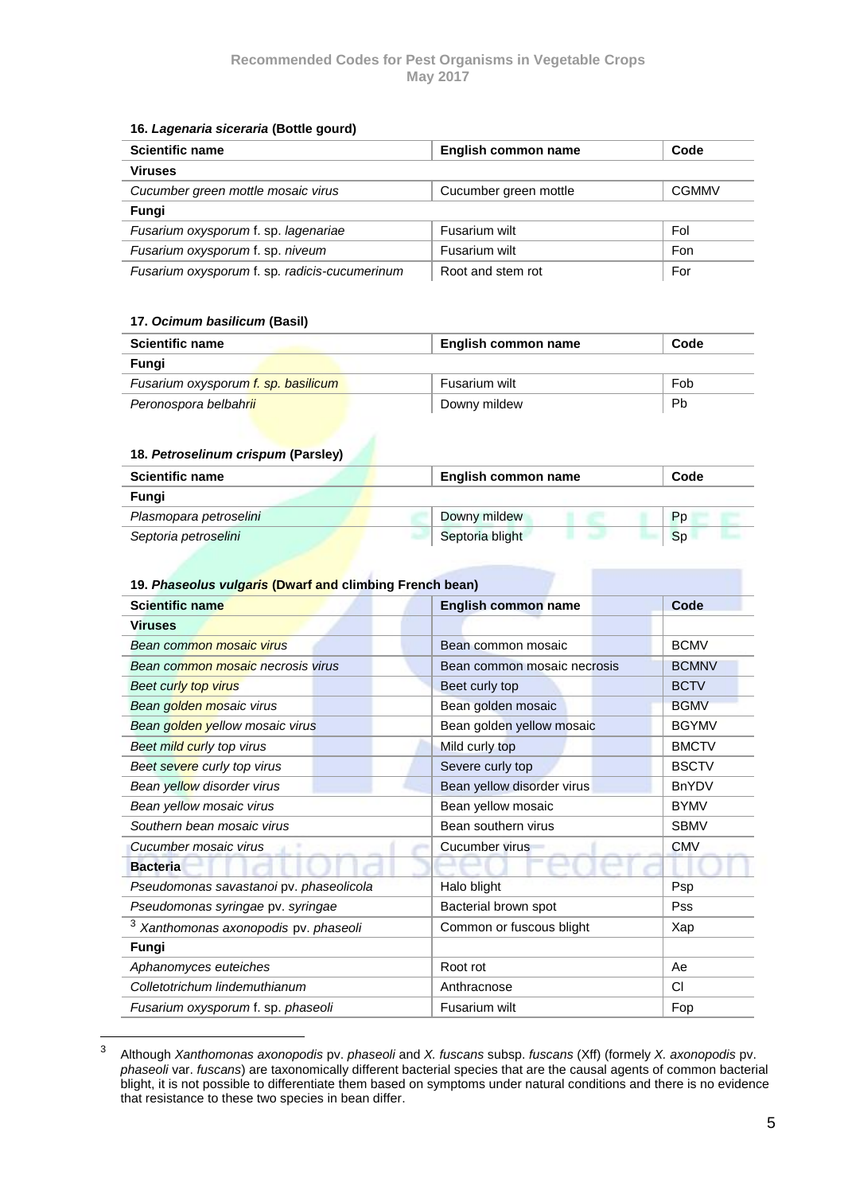### 16. *Lagenaria siceraria* (Bottle gourd)

| Scientific name | English common name | Code |
|---|---|---|
| **Viruses** | | |
| *Cucumber green mottle mosaic virus* | Cucumber green mottle | CGMMV |
| **Fungi** | | |
| *Fusarium oxysporum* f. sp. *lagenariae* | Fusarium wilt | Fol |
| *Fusarium oxysporum* f. sp. *niveum* | Fusarium wilt | Fon |
| *Fusarium oxysporum* f. sp. *radicis-cucumerinum* | Root and stem rot | For |

### 17. *Ocimum basilicum* (Basil)

| Scientific name | English common name | Code |
|---|---|---|
| **Fungi** | | |
| *Fusarium oxysporum* f. sp. *basilicum* | Fusarium wilt | Fob |
| *Peronospora belbahrii* | Downy mildew | Pb |

### 18. *Petroselinum crispum* (Parsley)

| Scientific name | English common name | Code |
|---|---|---|
| **Fungi** | | |
| *Plasmopara petroselini* | Downy mildew | Pp |
| *Septoria petroselini* | Septoria blight | Sp |

### 19. *Phaseolus vulgaris* (Dwarf and climbing French bean)

| Scientific name | English common name | Code |
|---|---|---|
| **Viruses** | | |
| *Bean common mosaic virus* | Bean common mosaic | BCMV |
| *Bean common mosaic necrosis virus* | Bean common mosaic necrosis | BCMNV |
| *Beet curly top virus* | Beet curly top | BCTV |
| *Bean golden mosaic virus* | Bean golden mosaic | BGMV |
| *Bean golden yellow mosaic virus* | Bean golden yellow mosaic | BGYMV |
| *Beet mild curly top virus* | Mild curly top | BMCTV |
| *Beet severe curly top virus* | Severe curly top | BSCTV |
| *Bean yellow disorder virus* | Bean yellow disorder virus | BnYDV |
| *Bean yellow mosaic virus* | Bean yellow mosaic | BYMV |
| *Southern bean mosaic virus* | Bean southern virus | SBMV |
| *Cucumber mosaic virus* | Cucumber virus | CMV |
| **Bacteria** | | |
| *Pseudomonas savastanoi* pv. *phaseolicola* | Halo blight | Psp |
| *Pseudomonas syringae* pv. *syringae* | Bacterial brown spot | Pss |
| [3] *Xanthomonas axonopodis* pv. *phaseoli* | Common or fuscous blight | Xap |
| **Fungi** | | |
| *Aphanomyces euteiches* | Root rot | Ae |
| *Colletotrichum lindemuthianum* | Anthracnose | Cl |
| *Fusarium oxysporum* f. sp. *phaseoli* | Fusarium wilt | Fop |

[3] Although *Xanthomonas axonopodis* pv. *phaseoli* and *X. fuscans* subsp. *fuscans* (Xff) (formely *X. axonopodis* pv. *phaseoli* var. *fuscans*) are taxonomically different bacterial species that are the causal agents of common bacterial blight, it is not possible to differentiate them based on symptoms under natural conditions and there is no evidence that resistance to these two species in bean differ.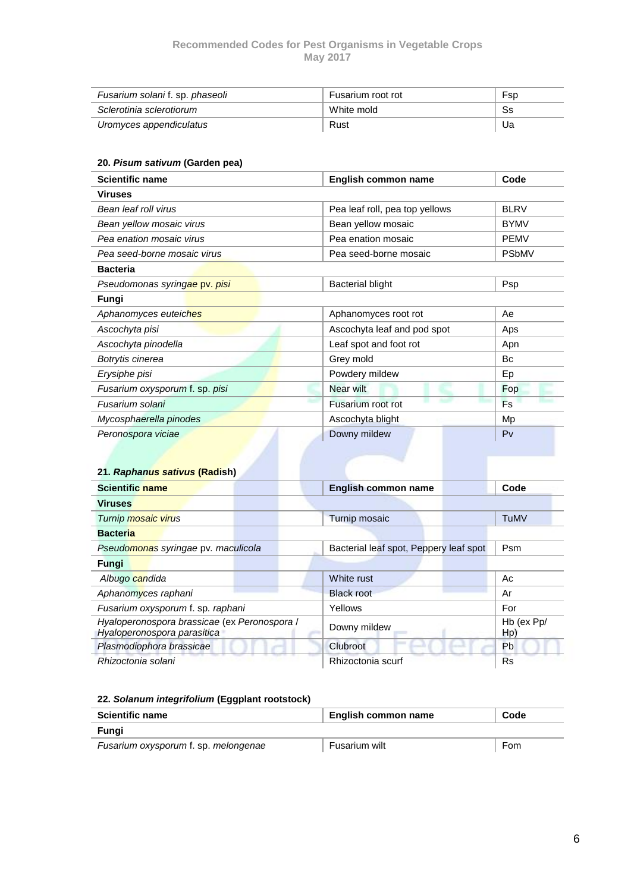| Scientific name | English common name | Code |
|---|---|---|
| *Fusarium solani* f. sp. *phaseoli* | Fusarium root rot | Fsp |
| *Sclerotinia sclerotiorum* | White mold | Ss |
| *Uromyces appendiculatus* | Rust | Ua |

### 20. *Pisum sativum* (Garden pea)

| Scientific name | English common name | Code |
|---|---|---|
| **Viruses** | | |
| *Bean leaf roll virus* | Pea leaf roll, pea top yellows | BLRV |
| *Bean yellow mosaic virus* | Bean yellow mosaic | BYMV |
| *Pea enation mosaic virus* | Pea enation mosaic | PEMV |
| *Pea seed-borne mosaic virus* | Pea seed-borne mosaic | PSbMV |
| **Bacteria** | | |
| *Pseudomonas syringae* pv. *pisi* | Bacterial blight | Psp |
| **Fungi** | | |
| *Aphanomyces euteiches* | Aphanomyces root rot | Ae |
| *Ascochyta pisi* | Ascochyta leaf and pod spot | Aps |
| *Ascochyta pinodella* | Leaf spot and foot rot | Apn |
| *Botrytis cinerea* | Grey mold | Bc |
| *Erysiphe pisi* | Powdery mildew | Ep |
| *Fusarium oxysporum* f. sp. *pisi* | Near wilt | Fop |
| *Fusarium solani* | Fusarium root rot | Fs |
| *Mycosphaerella pinodes* | Ascochyta blight | Mp |
| *Peronospora viciae* | Downy mildew | Pv |

### 21. *Raphanus sativus* (Radish)

| Scientific name | English common name | Code |
|---|---|---|
| **Viruses** | | |
| *Turnip mosaic virus* | Turnip mosaic | TuMV |
| **Bacteria** | | |
| *Pseudomonas syringae* pv. *maculicola* | Bacterial leaf spot, Peppery leaf spot | Psm |
| **Fungi** | | |
| *Albugo candida* | White rust | Ac |
| *Aphanomyces raphani* | Black root | Ar |
| *Fusarium oxysporum* f. sp. *raphani* | Yellows | For |
| *Hyaloperonospora brassicae* (ex *Peronospora* / *Hyaloperonospora parasitica* | Downy mildew | Hb (ex Pp/ Hp) |
| *Plasmodiophora brassicae* | Clubroot | Pb |
| *Rhizoctonia solani* | Rhizoctonia scurf | Rs |

### 22. *Solanum integrifolium* (Eggplant rootstock)

| Scientific name | English common name | Code |
|---|---|---|
| **Fungi** | | |
| *Fusarium oxysporum* f. sp. *melongenae* | Fusarium wilt | Fom |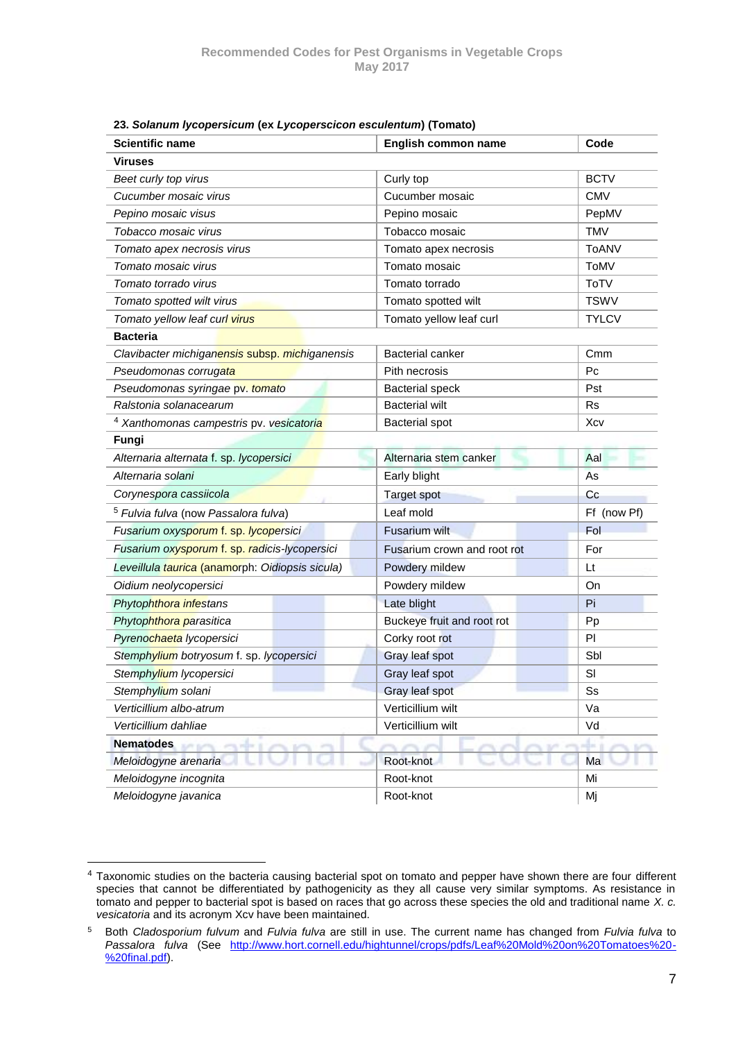### 23. *Solanum lycopersicum* (ex *Lycoperscicon esculentum*) (Tomato)

| Scientific name | English common name | Code |
|---|---|---|
| **Viruses** | | |
| *Beet curly top virus* | Curly top | BCTV |
| *Cucumber mosaic virus* | Cucumber mosaic | CMV |
| *Pepino mosaic visus* | Pepino mosaic | PepMV |
| *Tobacco mosaic virus* | Tobacco mosaic | TMV |
| *Tomato apex necrosis virus* | Tomato apex necrosis | ToANV |
| *Tomato mosaic virus* | Tomato mosaic | ToMV |
| *Tomato torrado virus* | Tomato torrado | ToTV |
| *Tomato spotted wilt virus* | Tomato spotted wilt | TSWV |
| *Tomato yellow leaf curl virus* | Tomato yellow leaf curl | TYLCV |
| **Bacteria** | | |
| *Clavibacter michiganensis* subsp. *michiganensis* | Bacterial canker | Cmm |
| *Pseudomonas corrugata* | Pith necrosis | Pc |
| *Pseudomonas syringae* pv. *tomato* | Bacterial speck | Pst |
| *Ralstonia solanacearum* | Bacterial wilt | Rs |
| [4] *Xanthomonas campestris* pv. *vesicatoria* | Bacterial spot | Xcv |
| **Fungi** | | |
| *Alternaria alternata* f. sp. *lycopersici* | Alternaria stem canker | Aal |
| *Alternaria solani* | Early blight | As |
| *Corynespora cassiicola* | Target spot | Cc |
| [5] *Fulvia fulva* (now *Passalora fulva*) | Leaf mold | Ff (now Pf) |
| *Fusarium oxysporum* f. sp. *lycopersici* | Fusarium wilt | Fol |
| *Fusarium oxysporum* f. sp. *radicis-lycopersici* | Fusarium crown and root rot | For |
| *Leveillula taurica* (anamorph: *Oidiopsis sicula*) | Powdery mildew | Lt |
| *Oidium neolycopersici* | Powdery mildew | On |
| *Phytophthora infestans* | Late blight | Pi |
| *Phytophthora parasitica* | Buckeye fruit and root rot | Pp |
| *Pyrenochaeta lycopersici* | Corky root rot | Pl |
| *Stemphylium botryosum* f. sp. *lycopersici* | Gray leaf spot | Sbl |
| *Stemphylium lycopersici* | Gray leaf spot | Sl |
| *Stemphylium solani* | Gray leaf spot | Ss |
| *Verticillium albo-atrum* | Verticillium wilt | Va |
| *Verticillium dahliae* | Verticillium wilt | Vd |
| **Nematodes** | | |
| *Meloidogyne arenaria* | Root-knot | Ma |
| *Meloidogyne incognita* | Root-knot | Mi |
| *Meloidogyne javanica* | Root-knot | Mj |

---

[4] Taxonomic studies on the bacteria causing bacterial spot on tomato and pepper have shown there are four different species that cannot be differentiated by pathogenicity as they all cause very similar symptoms. As resistance in tomato and pepper to bacterial spot is based on races that go across these species the old and traditional name *X. c. vesicatoria* and its acronym Xcv have been maintained.

[5] Both *Cladosporium fulvum* and *Fulvia fulva* are still in use. The current name has changed from *Fulvia fulva* to *Passalora fulva* (See http://www.hort.cornell.edu/hightunnel/crops/pdfs/Leaf%20Mold%20on%20Tomatoes%20-%20final.pdf).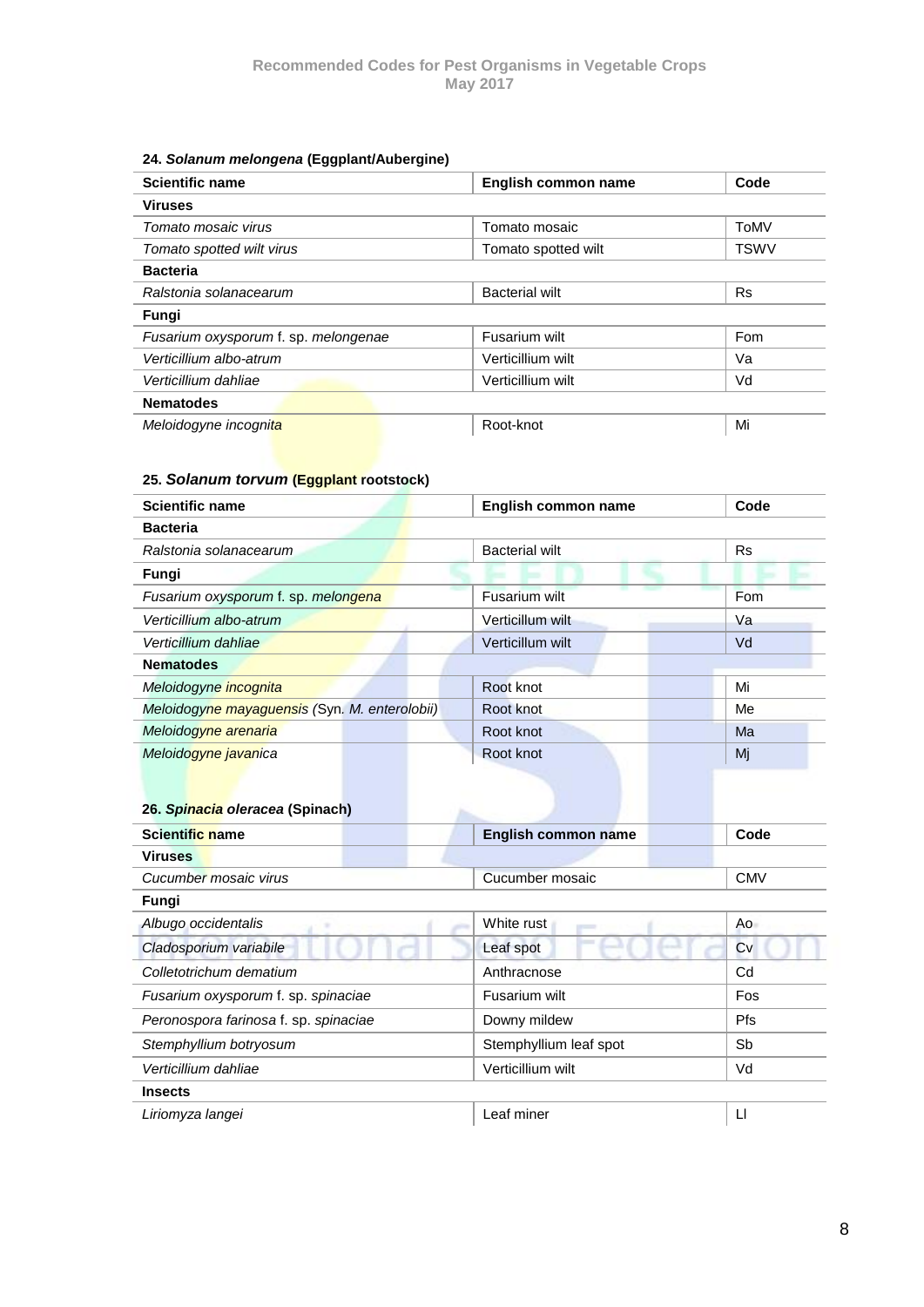#### 24. *Solanum melongena* (Eggplant/Aubergine)

| Scientific name | English common name | Code |
|---|---|---|
| **Viruses** | | |
| *Tomato mosaic virus* | Tomato mosaic | ToMV |
| *Tomato spotted wilt virus* | Tomato spotted wilt | TSWV |
| **Bacteria** | | |
| *Ralstonia solanacearum* | Bacterial wilt | Rs |
| **Fungi** | | |
| *Fusarium oxysporum* f. sp. *melongenae* | Fusarium wilt | Fom |
| *Verticillium albo-atrum* | Verticillium wilt | Va |
| *Verticillium dahliae* | Verticillium wilt | Vd |
| **Nematodes** | | |
| *Meloidogyne incognita* | Root-knot | Mi |

#### 25. *Solanum torvum* (Eggplant rootstock)

| Scientific name | English common name | Code |
|---|---|---|
| **Bacteria** | | |
| *Ralstonia solanacearum* | Bacterial wilt | Rs |
| **Fungi** | | |
| *Fusarium oxysporum* f. sp. *melongena* | Fusarium wilt | Fom |
| *Verticillium albo-atrum* | Verticillum wilt | Va |
| *Verticillium dahliae* | Verticillum wilt | Vd |
| **Nematodes** | | |
| *Meloidogyne incognita* | Root knot | Mi |
| *Meloidogyne mayaguensis* (Syn. *M. enterolobii)* | Root knot | Me |
| *Meloidogyne arenaria* | Root knot | Ma |
| *Meloidogyne javanica* | Root knot | Mj |

#### 26. *Spinacia oleracea* (Spinach)

| Scientific name | English common name | Code |
|---|---|---|
| **Viruses** | | |
| *Cucumber mosaic virus* | Cucumber mosaic | CMV |
| **Fungi** | | |
| *Albugo occidentalis* | White rust | Ao |
| *Cladosporium variabile* | Leaf spot | Cv |
| *Colletotrichum dematium* | Anthracnose | Cd |
| *Fusarium oxysporum* f. sp. *spinaciae* | Fusarium wilt | Fos |
| *Peronospora farinosa* f. sp. *spinaciae* | Downy mildew | Pfs |
| *Stemphyllium botryosum* | Stemphyllium leaf spot | Sb |
| *Verticillium dahliae* | Verticillium wilt | Vd |
| **Insects** | | |
| *Liriomyza langei* | Leaf miner | Ll |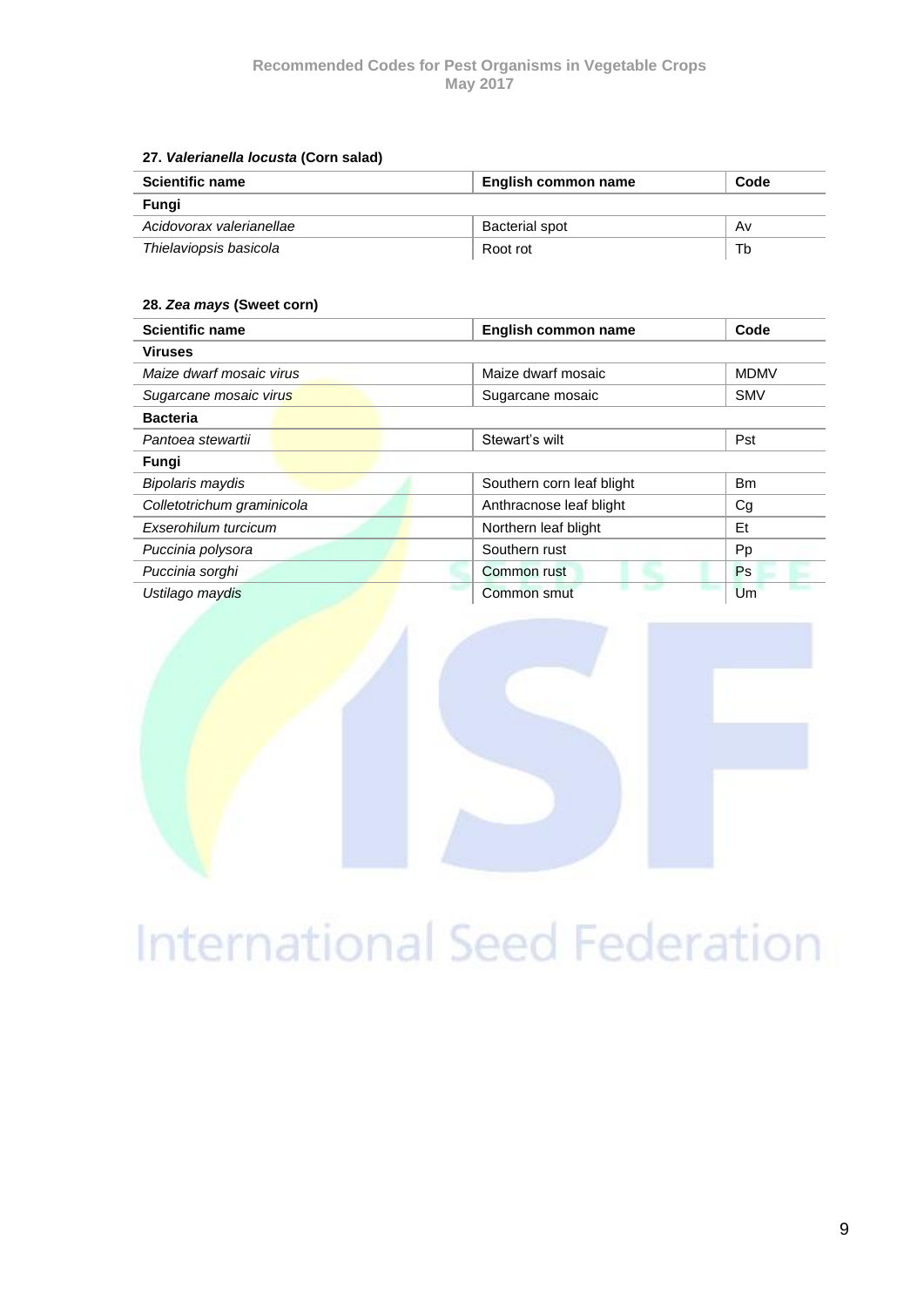**27. *Valerianella locusta* (Corn salad)**

| Scientific name | English common name | Code |
|---|---|---|
| **Fungi** | | |
| *Acidovorax valerianellae* | Bacterial spot | Av |
| *Thielaviopsis basicola* | Root rot | Tb |

**28. *Zea mays* (Sweet corn)**

| Scientific name | English common name | Code |
|---|---|---|
| **Viruses** | | |
| *Maize dwarf mosaic virus* | Maize dwarf mosaic | MDMV |
| *Sugarcane mosaic virus* | Sugarcane mosaic | SMV |
| **Bacteria** | | |
| *Pantoea stewartii* | Stewart's wilt | Pst |
| **Fungi** | | |
| *Bipolaris maydis* | Southern corn leaf blight | Bm |
| *Colletotrichum graminicola* | Anthracnose leaf blight | Cg |
| *Exserohilum turcicum* | Northern leaf blight | Et |
| *Puccinia polysora* | Southern rust | Pp |
| *Puccinia sorghi* | Common rust | Ps |
| *Ustilago maydis* | Common smut | Um |